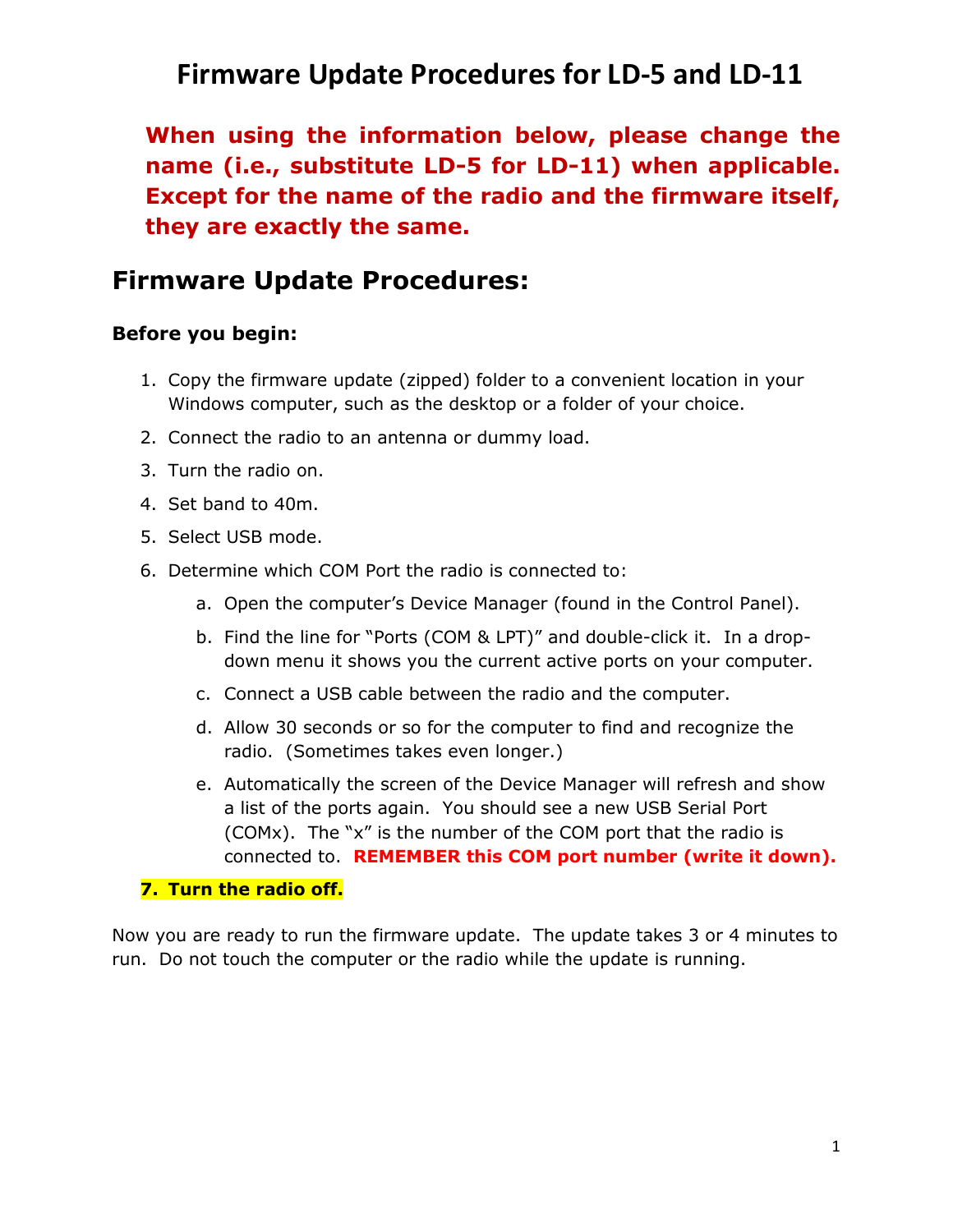# Firmware Update Procedures for LD-5 and LD-11

**When using the information below, please change the name (i.e., substitute LD-5 for LD-11) when applicable. Except for the name of the radio and the firmware itself, they are exactly the same.**

## Firmware Update Procedures:

**Before you begin:**

1. Copy the firmware update (zipped) folder to a convenient location in your Windows computer, such as the desktop or a folder of your choice.
2. Connect the radio to an antenna or dummy load.
3. Turn the radio on.
4. Set band to 40m.
5. Select USB mode.
6. Determine which COM Port the radio is connected to:
   a. Open the computer's Device Manager (found in the Control Panel).
   b. Find the line for "Ports (COM & LPT)" and double-click it. In a drop-down menu it shows you the current active ports on your computer.
   c. Connect a USB cable between the radio and the computer.
   d. Allow 30 seconds or so for the computer to find and recognize the radio. (Sometimes takes even longer.)
   e. Automatically the screen of the Device Manager will refresh and show a list of the ports again. You should see a new USB Serial Port (COMx). The "x" is the number of the COM port that the radio is connected to. **REMEMBER this COM port number (write it down).**
7. **Turn the radio off.**

Now you are ready to run the firmware update. The update takes 3 or 4 minutes to run. Do not touch the computer or the radio while the update is running.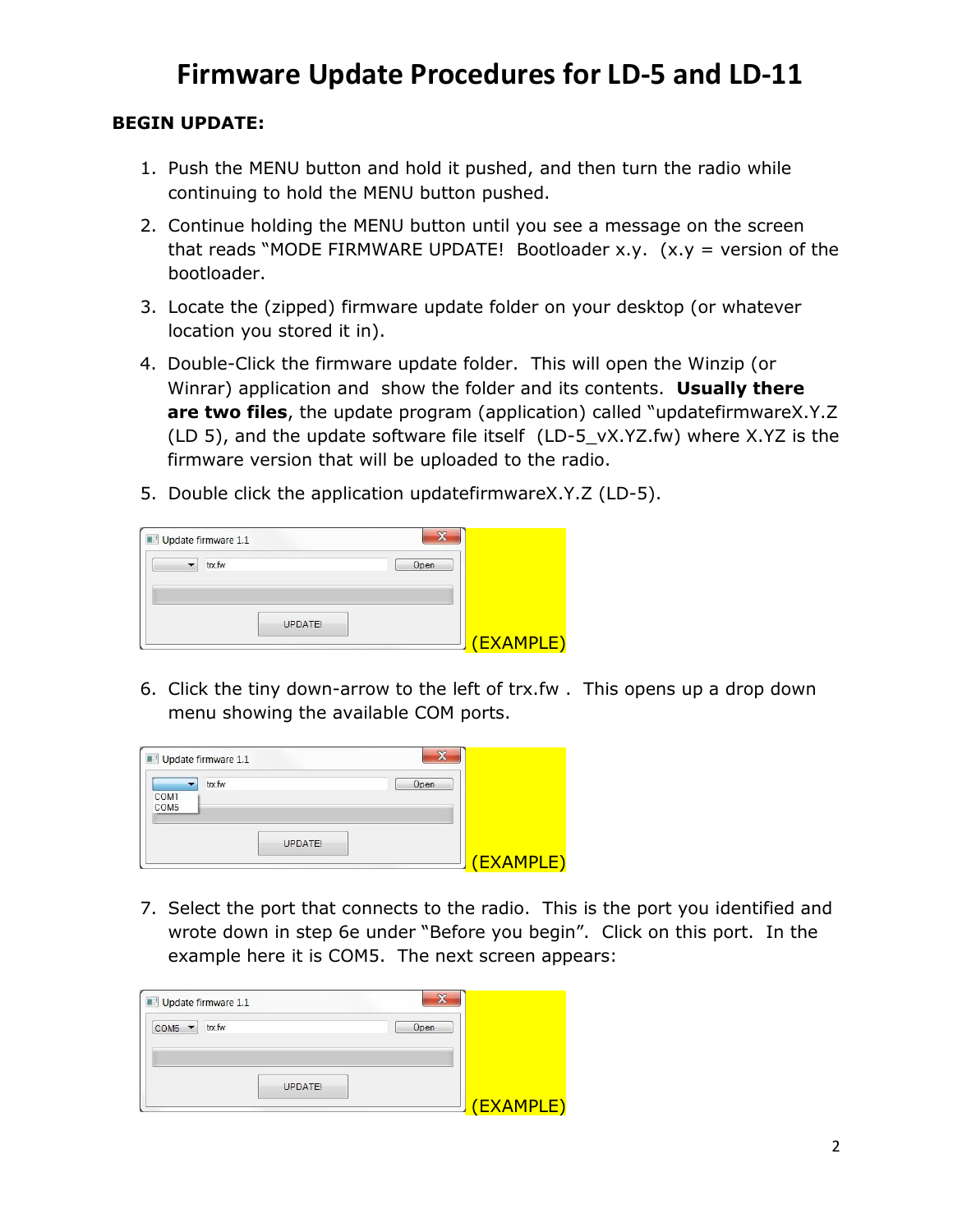# Firmware Update Procedures for LD-5 and LD-11

**BEGIN UPDATE:**

1. Push the MENU button and hold it pushed, and then turn the radio while continuing to hold the MENU button pushed.
2. Continue holding the MENU button until you see a message on the screen that reads "MODE FIRMWARE UPDATE! Bootloader x.y. (x.y = version of the bootloader.
3. Locate the (zipped) firmware update folder on your desktop (or whatever location you stored it in).
4. Double-Click the firmware update folder. This will open the Winzip (or Winrar) application and show the folder and its contents. **Usually there are two files**, the update program (application) called "updatefirmwareX.Y.Z (LD 5), and the update software file itself (LD-5_vX.YZ.fw) where X.YZ is the firmware version that will be uploaded to the radio.
5. Double click the application updatefirmwareX.Y.Z (LD-5).

Update firmware 1.1
trx.fw
Open
UPDATE!
(EXAMPLE)

6. Click the tiny down-arrow to the left of trx.fw . This opens up a drop down menu showing the available COM ports.

Update firmware 1.1
trx.fw
Open
COM1
COM5
UPDATE!
(EXAMPLE)

7. Select the port that connects to the radio. This is the port you identified and wrote down in step 6e under "Before you begin". Click on this port. In the example here it is COM5. The next screen appears:

Update firmware 1.1
COM5
trx.fw
Open
UPDATE!
(EXAMPLE)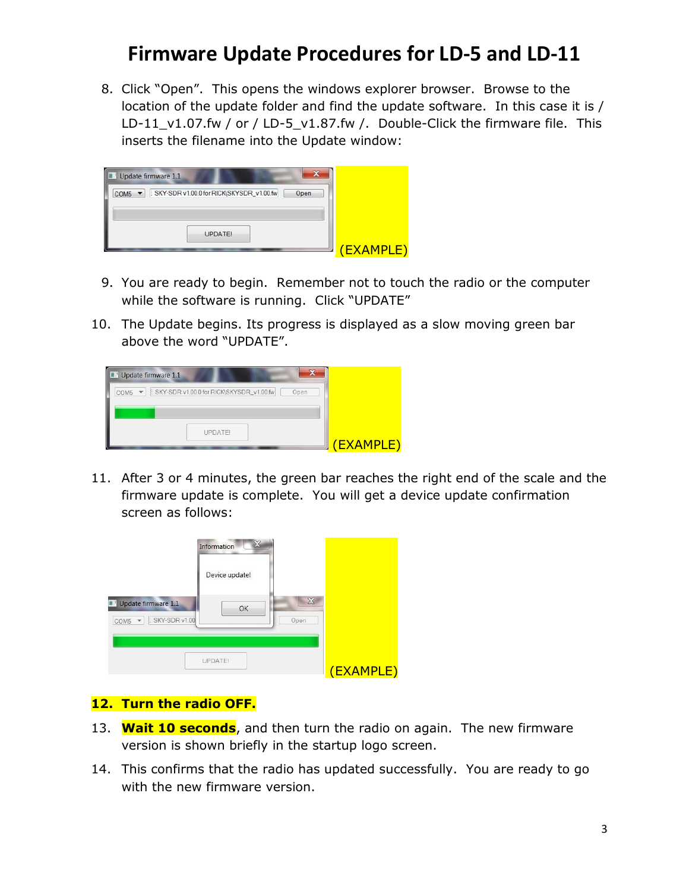# Firmware Update Procedures for LD-5 and LD-11

8. Click "Open". This opens the windows explorer browser. Browse to the location of the update folder and find the update software. In this case it is / LD-11_v1.07.fw / or / LD-5_v1.87.fw /. Double-Click the firmware file. This inserts the filename into the Update window:

(EXAMPLE)

9. You are ready to begin. Remember not to touch the radio or the computer while the software is running. Click "UPDATE"

10. The Update begins. Its progress is displayed as a slow moving green bar above the word "UPDATE".

(EXAMPLE)

11. After 3 or 4 minutes, the green bar reaches the right end of the scale and the firmware update is complete. You will get a device update confirmation screen as follows:

(EXAMPLE)

12. **Turn the radio OFF.**

13. **Wait 10 seconds**, and then turn the radio on again. The new firmware version is shown briefly in the startup logo screen.

14. This confirms that the radio has updated successfully. You are ready to go with the new firmware version.